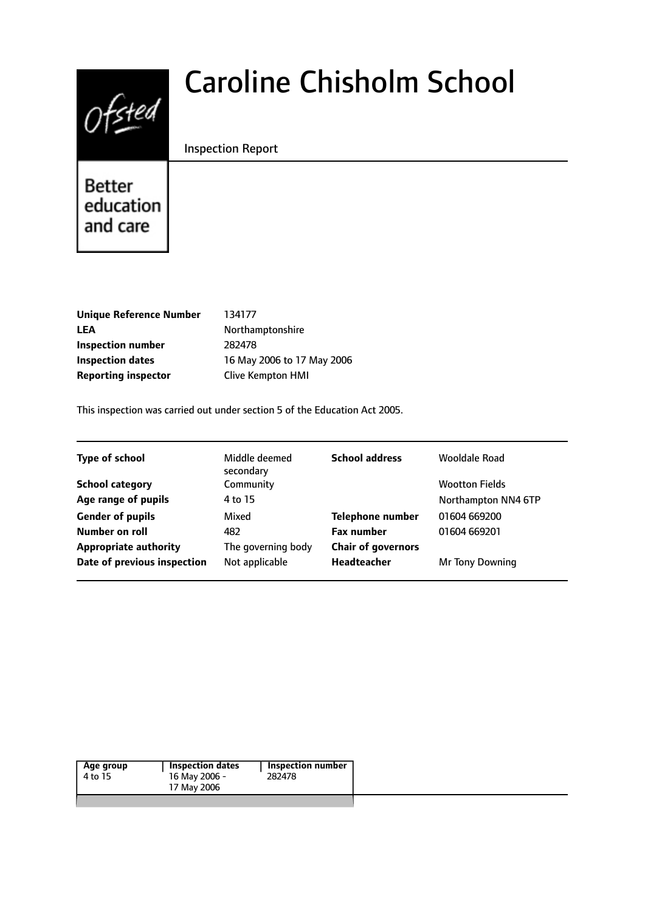# Caroline Chisholm School

Inspection Report

Ofsted

Better education and care

| | |
|---|---|
| **Unique Reference Number** | 134177 |
| **LEA** | Northamptonshire |
| **Inspection number** | 282478 |
| **Inspection dates** | 16 May 2006 to 17 May 2006 |
| **Reporting inspector** | Clive Kempton HMI |

This inspection was carried out under section 5 of the Education Act 2005.

| | | | |
|---|---|---|---|
| **Type of school** | Middle deemed secondary | **School address** | Wooldale Road |
| **School category** | Community | | Wootton Fields |
| **Age range of pupils** | 4 to 15 | | Northampton NN4 6TP |
| **Gender of pupils** | Mixed | **Telephone number** | 01604 669200 |
| **Number on roll** | 482 | **Fax number** | 01604 669201 |
| **Appropriate authority** | The governing body | **Chair of governors** | |
| **Date of previous inspection** | Not applicable | **Headteacher** | Mr Tony Downing |

| Age group | Inspection dates | Inspection number |
|---|---|---|
| 4 to 15 | 16 May 2006 - 17 May 2006 | 282478 |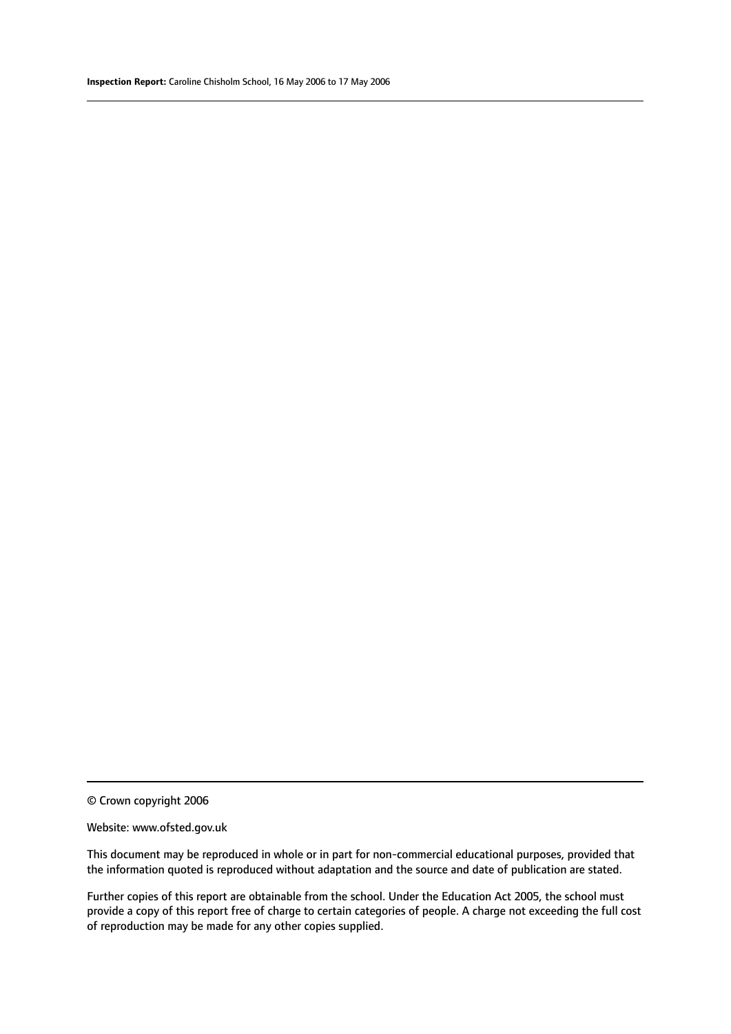© Crown copyright 2006

Website: www.ofsted.gov.uk

This document may be reproduced in whole or in part for non-commercial educational purposes, provided that the information quoted is reproduced without adaptation and the source and date of publication are stated.

Further copies of this report are obtainable from the school. Under the Education Act 2005, the school must provide a copy of this report free of charge to certain categories of people. A charge not exceeding the full cost of reproduction may be made for any other copies supplied.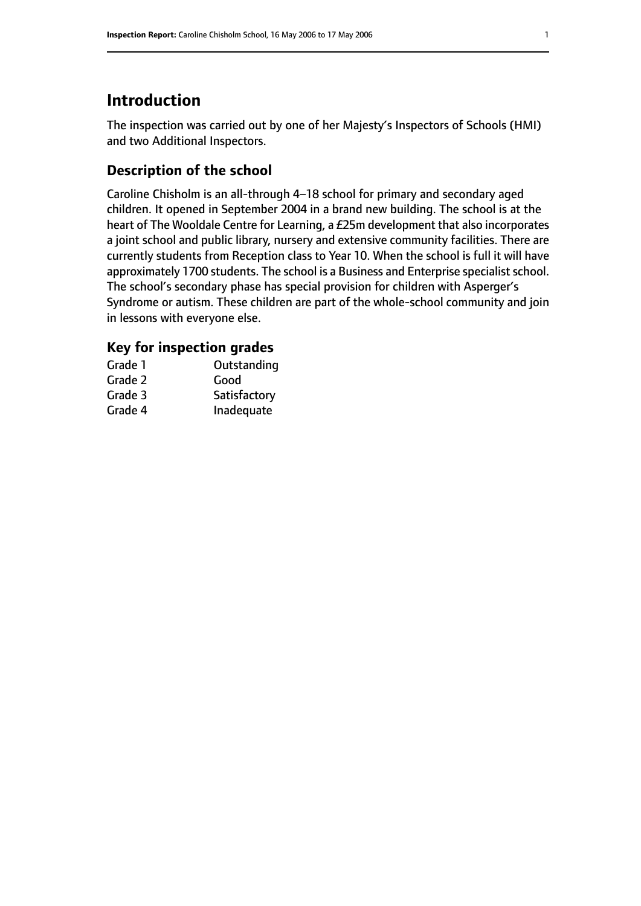# Introduction

The inspection was carried out by one of her Majesty's Inspectors of Schools (HMI) and two Additional Inspectors.

## Description of the school

Caroline Chisholm is an all-through 4–18 school for primary and secondary aged children. It opened in September 2004 in a brand new building. The school is at the heart of The Wooldale Centre for Learning, a £25m development that also incorporates a joint school and public library, nursery and extensive community facilities. There are currently students from Reception class to Year 10. When the school is full it will have approximately 1700 students. The school is a Business and Enterprise specialist school. The school's secondary phase has special provision for children with Asperger's Syndrome or autism. These children are part of the whole-school community and join in lessons with everyone else.

### Key for inspection grades

| | |
|---|---|
| Grade 1 | Outstanding |
| Grade 2 | Good |
| Grade 3 | Satisfactory |
| Grade 4 | Inadequate |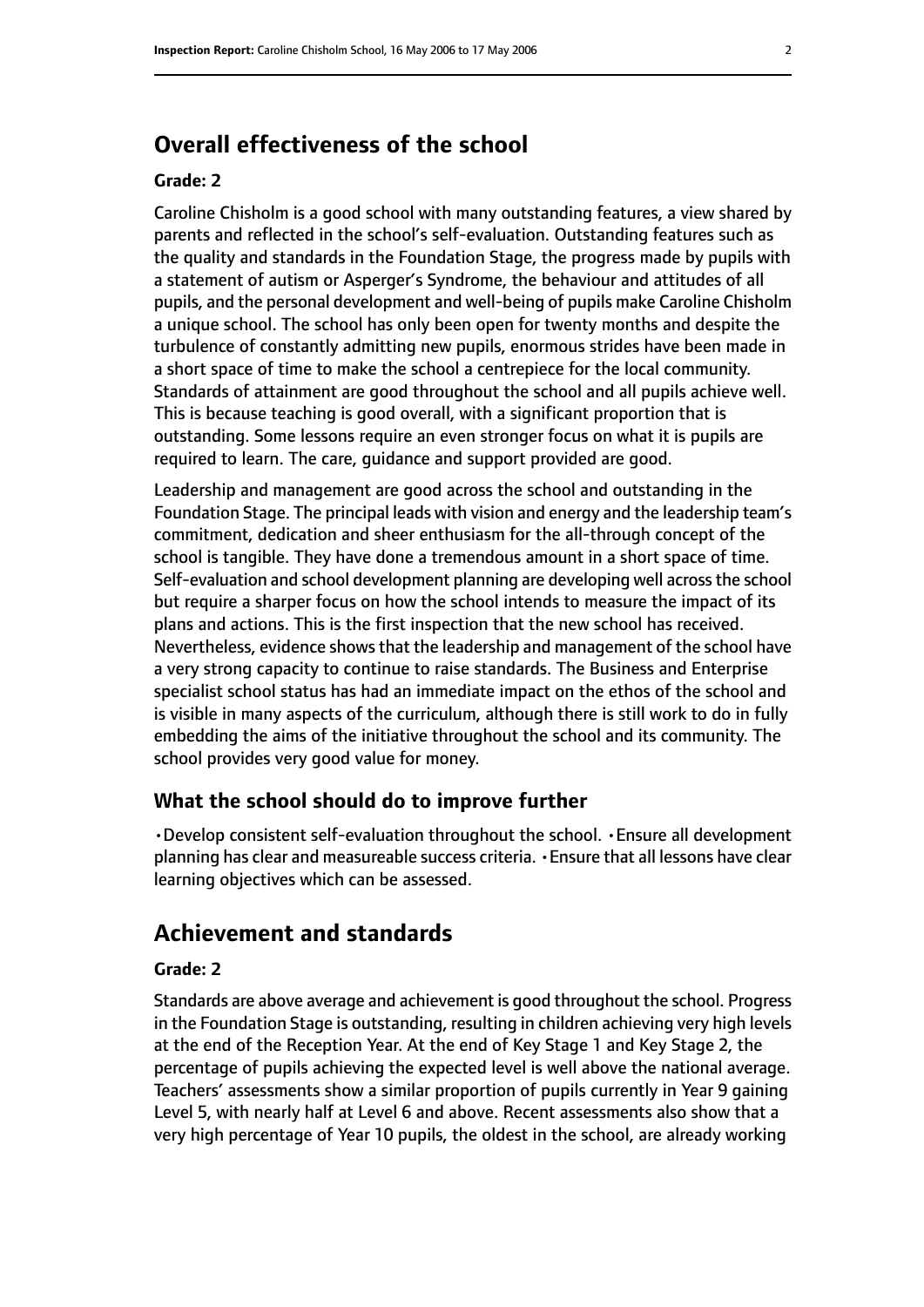## Overall effectiveness of the school

**Grade: 2**

Caroline Chisholm is a good school with many outstanding features, a view shared by parents and reflected in the school's self-evaluation. Outstanding features such as the quality and standards in the Foundation Stage, the progress made by pupils with a statement of autism or Asperger's Syndrome, the behaviour and attitudes of all pupils, and the personal development and well-being of pupils make Caroline Chisholm a unique school. The school has only been open for twenty months and despite the turbulence of constantly admitting new pupils, enormous strides have been made in a short space of time to make the school a centrepiece for the local community. Standards of attainment are good throughout the school and all pupils achieve well. This is because teaching is good overall, with a significant proportion that is outstanding. Some lessons require an even stronger focus on what it is pupils are required to learn. The care, guidance and support provided are good.

Leadership and management are good across the school and outstanding in the Foundation Stage. The principal leads with vision and energy and the leadership team's commitment, dedication and sheer enthusiasm for the all-through concept of the school is tangible. They have done a tremendous amount in a short space of time. Self-evaluation and school development planning are developing well across the school but require a sharper focus on how the school intends to measure the impact of its plans and actions. This is the first inspection that the new school has received. Nevertheless, evidence shows that the leadership and management of the school have a very strong capacity to continue to raise standards. The Business and Enterprise specialist school status has had an immediate impact on the ethos of the school and is visible in many aspects of the curriculum, although there is still work to do in fully embedding the aims of the initiative throughout the school and its community. The school provides very good value for money.

### What the school should do to improve further

- Develop consistent self-evaluation throughout the school.
- Ensure all development planning has clear and measureable success criteria.
- Ensure that all lessons have clear learning objectives which can be assessed.

## Achievement and standards

**Grade: 2**

Standards are above average and achievement is good throughout the school. Progress in the Foundation Stage is outstanding, resulting in children achieving very high levels at the end of the Reception Year. At the end of Key Stage 1 and Key Stage 2, the percentage of pupils achieving the expected level is well above the national average. Teachers' assessments show a similar proportion of pupils currently in Year 9 gaining Level 5, with nearly half at Level 6 and above. Recent assessments also show that a very high percentage of Year 10 pupils, the oldest in the school, are already working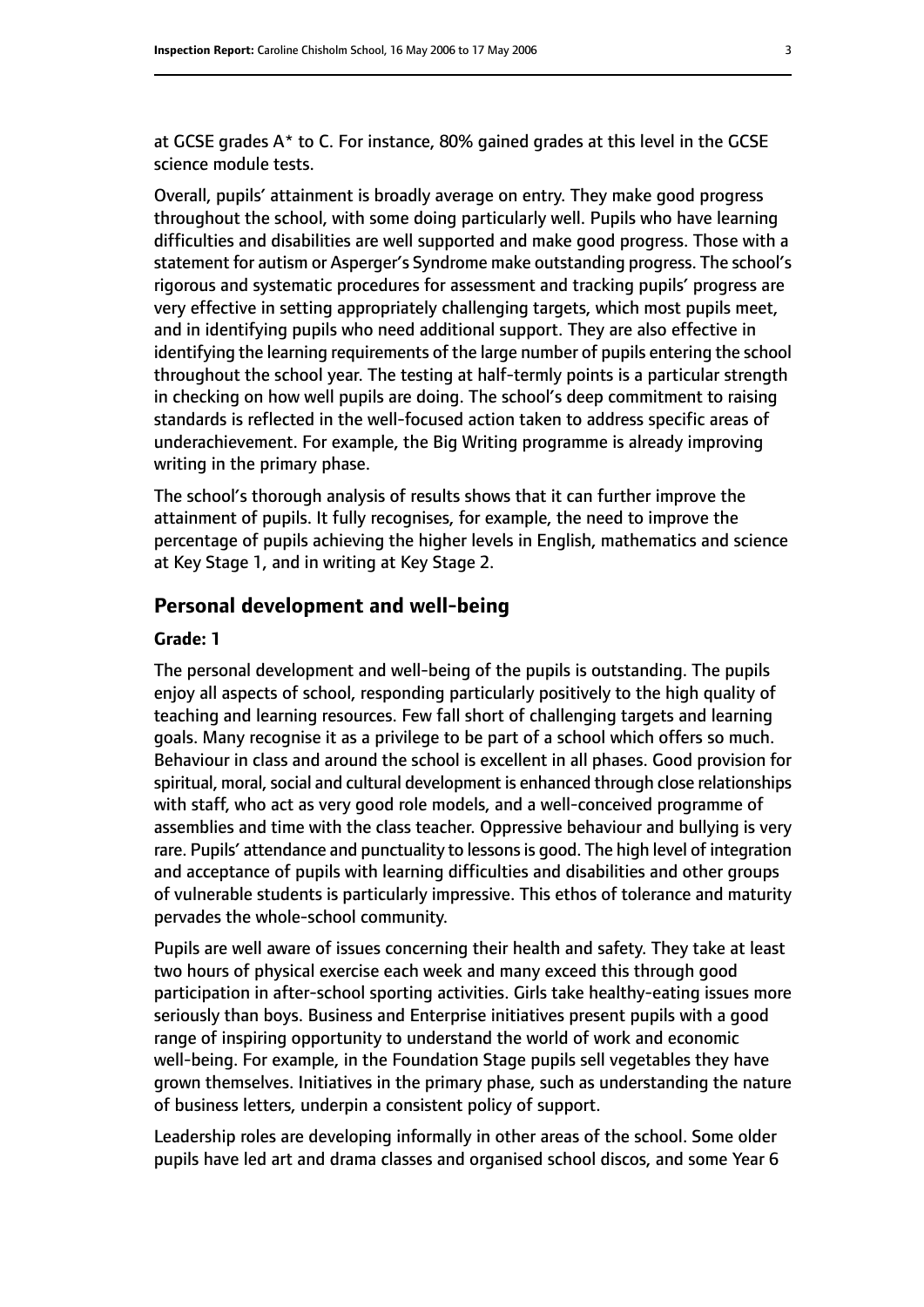at GCSE grades A* to C. For instance, 80% gained grades at this level in the GCSE science module tests.

Overall, pupils' attainment is broadly average on entry. They make good progress throughout the school, with some doing particularly well. Pupils who have learning difficulties and disabilities are well supported and make good progress. Those with a statement for autism or Asperger's Syndrome make outstanding progress. The school's rigorous and systematic procedures for assessment and tracking pupils' progress are very effective in setting appropriately challenging targets, which most pupils meet, and in identifying pupils who need additional support. They are also effective in identifying the learning requirements of the large number of pupils entering the school throughout the school year. The testing at half-termly points is a particular strength in checking on how well pupils are doing. The school's deep commitment to raising standards is reflected in the well-focused action taken to address specific areas of underachievement. For example, the Big Writing programme is already improving writing in the primary phase.

The school's thorough analysis of results shows that it can further improve the attainment of pupils. It fully recognises, for example, the need to improve the percentage of pupils achieving the higher levels in English, mathematics and science at Key Stage 1, and in writing at Key Stage 2.

## Personal development and well-being

**Grade: 1**

The personal development and well-being of the pupils is outstanding. The pupils enjoy all aspects of school, responding particularly positively to the high quality of teaching and learning resources. Few fall short of challenging targets and learning goals. Many recognise it as a privilege to be part of a school which offers so much. Behaviour in class and around the school is excellent in all phases. Good provision for spiritual, moral, social and cultural development is enhanced through close relationships with staff, who act as very good role models, and a well-conceived programme of assemblies and time with the class teacher. Oppressive behaviour and bullying is very rare. Pupils' attendance and punctuality to lessons is good. The high level of integration and acceptance of pupils with learning difficulties and disabilities and other groups of vulnerable students is particularly impressive. This ethos of tolerance and maturity pervades the whole-school community.

Pupils are well aware of issues concerning their health and safety. They take at least two hours of physical exercise each week and many exceed this through good participation in after-school sporting activities. Girls take healthy-eating issues more seriously than boys. Business and Enterprise initiatives present pupils with a good range of inspiring opportunity to understand the world of work and economic well-being. For example, in the Foundation Stage pupils sell vegetables they have grown themselves. Initiatives in the primary phase, such as understanding the nature of business letters, underpin a consistent policy of support.

Leadership roles are developing informally in other areas of the school. Some older pupils have led art and drama classes and organised school discos, and some Year 6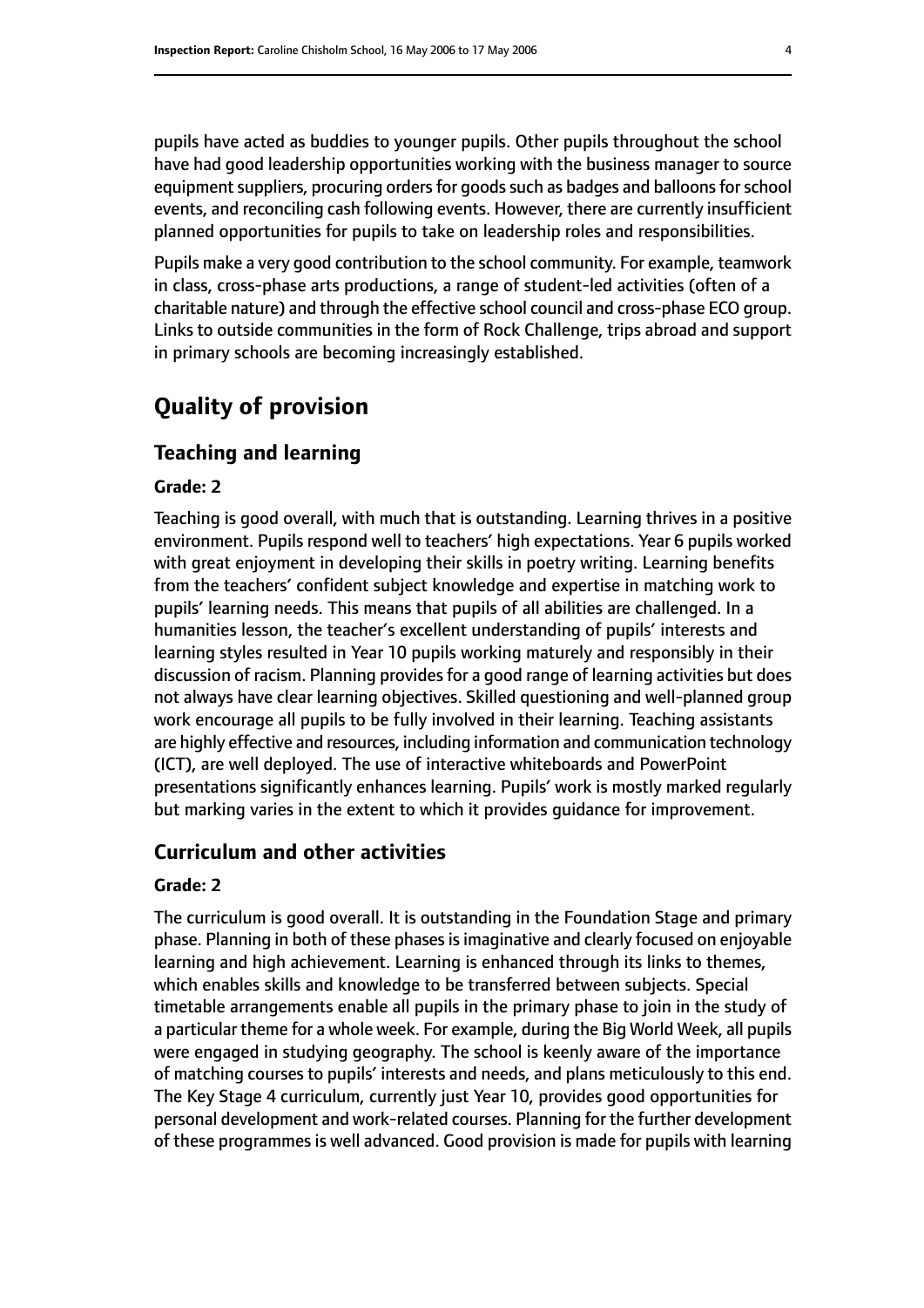pupils have acted as buddies to younger pupils. Other pupils throughout the school have had good leadership opportunities working with the business manager to source equipment suppliers, procuring orders for goods such as badges and balloons for school events, and reconciling cash following events. However, there are currently insufficient planned opportunities for pupils to take on leadership roles and responsibilities.

Pupils make a very good contribution to the school community. For example, teamwork in class, cross-phase arts productions, a range of student-led activities (often of a charitable nature) and through the effective school council and cross-phase ECO group. Links to outside communities in the form of Rock Challenge, trips abroad and support in primary schools are becoming increasingly established.

# Quality of provision

## Teaching and learning

### Grade: 2

Teaching is good overall, with much that is outstanding. Learning thrives in a positive environment. Pupils respond well to teachers' high expectations. Year 6 pupils worked with great enjoyment in developing their skills in poetry writing. Learning benefits from the teachers' confident subject knowledge and expertise in matching work to pupils' learning needs. This means that pupils of all abilities are challenged. In a humanities lesson, the teacher's excellent understanding of pupils' interests and learning styles resulted in Year 10 pupils working maturely and responsibly in their discussion of racism. Planning provides for a good range of learning activities but does not always have clear learning objectives. Skilled questioning and well-planned group work encourage all pupils to be fully involved in their learning. Teaching assistants are highly effective and resources, including information and communication technology (ICT), are well deployed. The use of interactive whiteboards and PowerPoint presentations significantly enhances learning. Pupils' work is mostly marked regularly but marking varies in the extent to which it provides guidance for improvement.

## Curriculum and other activities

### Grade: 2

The curriculum is good overall. It is outstanding in the Foundation Stage and primary phase. Planning in both of these phases is imaginative and clearly focused on enjoyable learning and high achievement. Learning is enhanced through its links to themes, which enables skills and knowledge to be transferred between subjects. Special timetable arrangements enable all pupils in the primary phase to join in the study of a particular theme for a whole week. For example, during the Big World Week, all pupils were engaged in studying geography. The school is keenly aware of the importance of matching courses to pupils' interests and needs, and plans meticulously to this end. The Key Stage 4 curriculum, currently just Year 10, provides good opportunities for personal development and work-related courses. Planning for the further development of these programmes is well advanced. Good provision is made for pupils with learning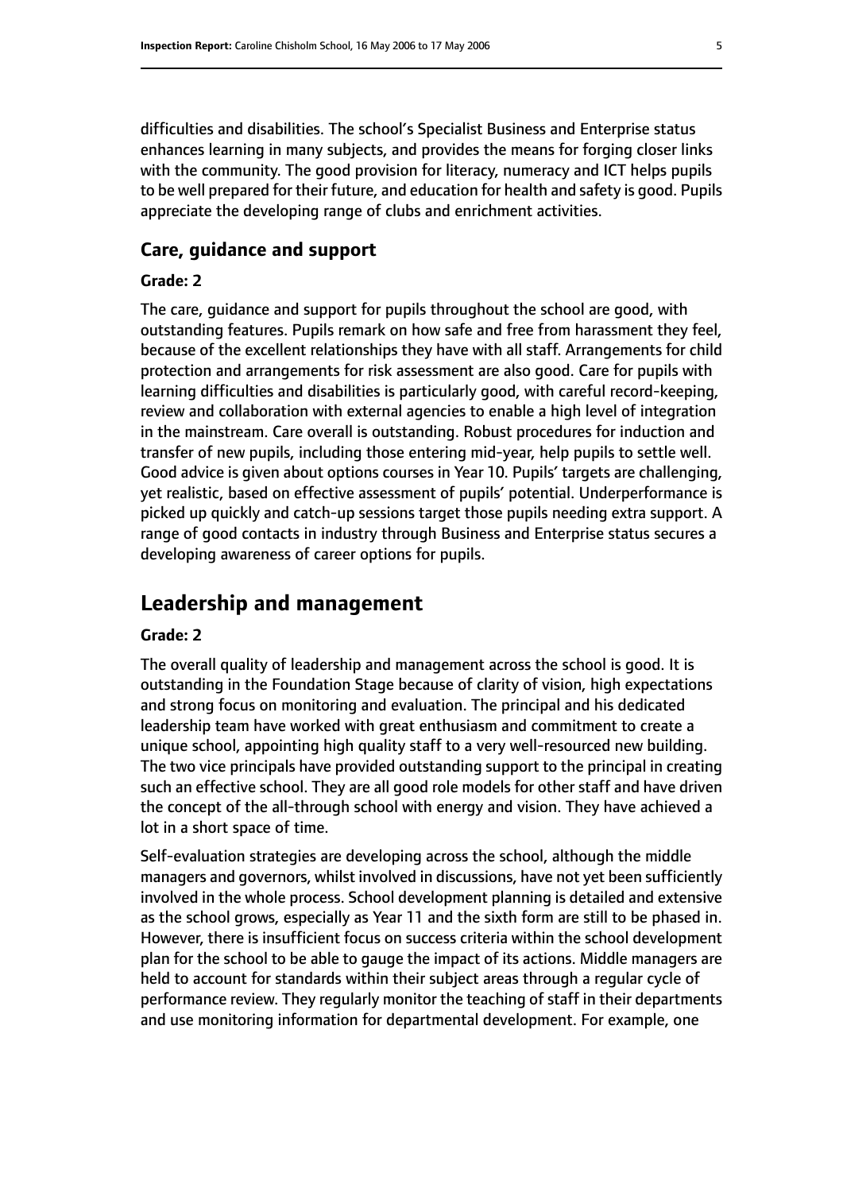difficulties and disabilities. The school's Specialist Business and Enterprise status enhances learning in many subjects, and provides the means for forging closer links with the community. The good provision for literacy, numeracy and ICT helps pupils to be well prepared for their future, and education for health and safety is good. Pupils appreciate the developing range of clubs and enrichment activities.

### Care, guidance and support

#### Grade: 2

The care, guidance and support for pupils throughout the school are good, with outstanding features. Pupils remark on how safe and free from harassment they feel, because of the excellent relationships they have with all staff. Arrangements for child protection and arrangements for risk assessment are also good. Care for pupils with learning difficulties and disabilities is particularly good, with careful record-keeping, review and collaboration with external agencies to enable a high level of integration in the mainstream. Care overall is outstanding. Robust procedures for induction and transfer of new pupils, including those entering mid-year, help pupils to settle well. Good advice is given about options courses in Year 10. Pupils' targets are challenging, yet realistic, based on effective assessment of pupils' potential. Underperformance is picked up quickly and catch-up sessions target those pupils needing extra support. A range of good contacts in industry through Business and Enterprise status secures a developing awareness of career options for pupils.

## Leadership and management

#### Grade: 2

The overall quality of leadership and management across the school is good. It is outstanding in the Foundation Stage because of clarity of vision, high expectations and strong focus on monitoring and evaluation. The principal and his dedicated leadership team have worked with great enthusiasm and commitment to create a unique school, appointing high quality staff to a very well-resourced new building. The two vice principals have provided outstanding support to the principal in creating such an effective school. They are all good role models for other staff and have driven the concept of the all-through school with energy and vision. They have achieved a lot in a short space of time.

Self-evaluation strategies are developing across the school, although the middle managers and governors, whilst involved in discussions, have not yet been sufficiently involved in the whole process. School development planning is detailed and extensive as the school grows, especially as Year 11 and the sixth form are still to be phased in. However, there is insufficient focus on success criteria within the school development plan for the school to be able to gauge the impact of its actions. Middle managers are held to account for standards within their subject areas through a regular cycle of performance review. They regularly monitor the teaching of staff in their departments and use monitoring information for departmental development. For example, one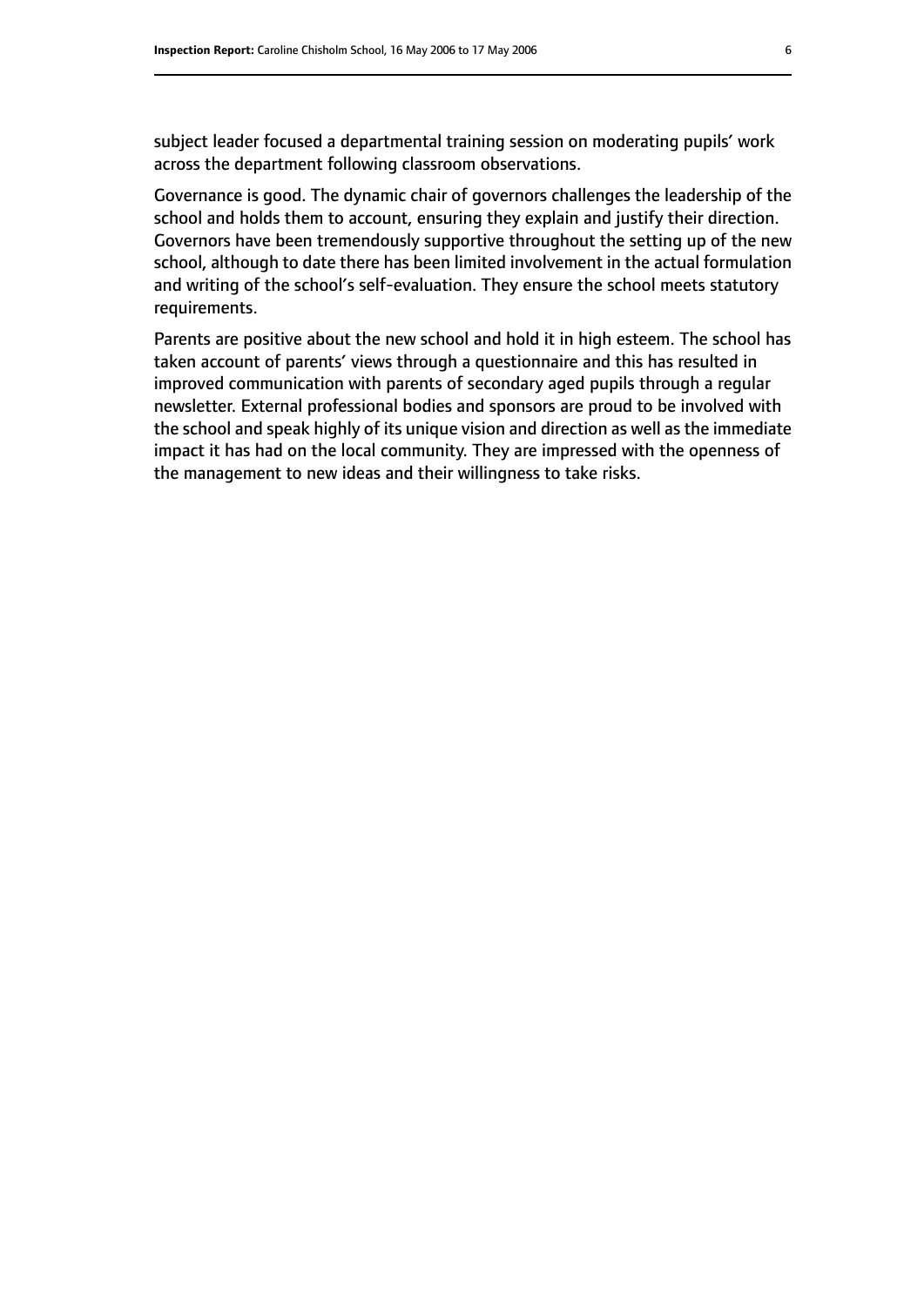subject leader focused a departmental training session on moderating pupils' work across the department following classroom observations.

Governance is good. The dynamic chair of governors challenges the leadership of the school and holds them to account, ensuring they explain and justify their direction. Governors have been tremendously supportive throughout the setting up of the new school, although to date there has been limited involvement in the actual formulation and writing of the school's self-evaluation. They ensure the school meets statutory requirements.

Parents are positive about the new school and hold it in high esteem. The school has taken account of parents' views through a questionnaire and this has resulted in improved communication with parents of secondary aged pupils through a regular newsletter. External professional bodies and sponsors are proud to be involved with the school and speak highly of its unique vision and direction as well as the immediate impact it has had on the local community. They are impressed with the openness of the management to new ideas and their willingness to take risks.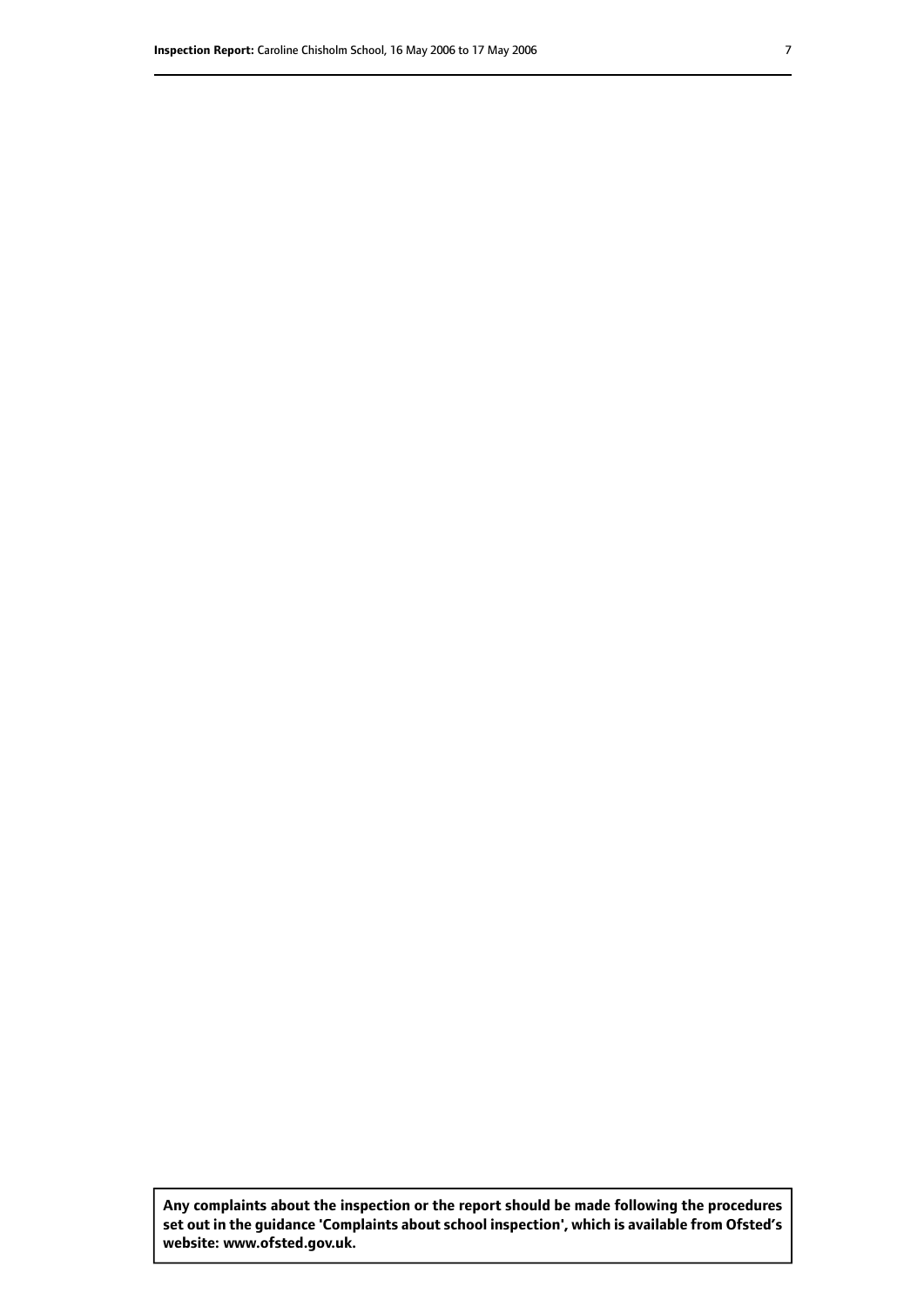**Any complaints about the inspection or the report should be made following the procedures set out in the guidance 'Complaints about school inspection', which is available from Ofsted's website: www.ofsted.gov.uk.**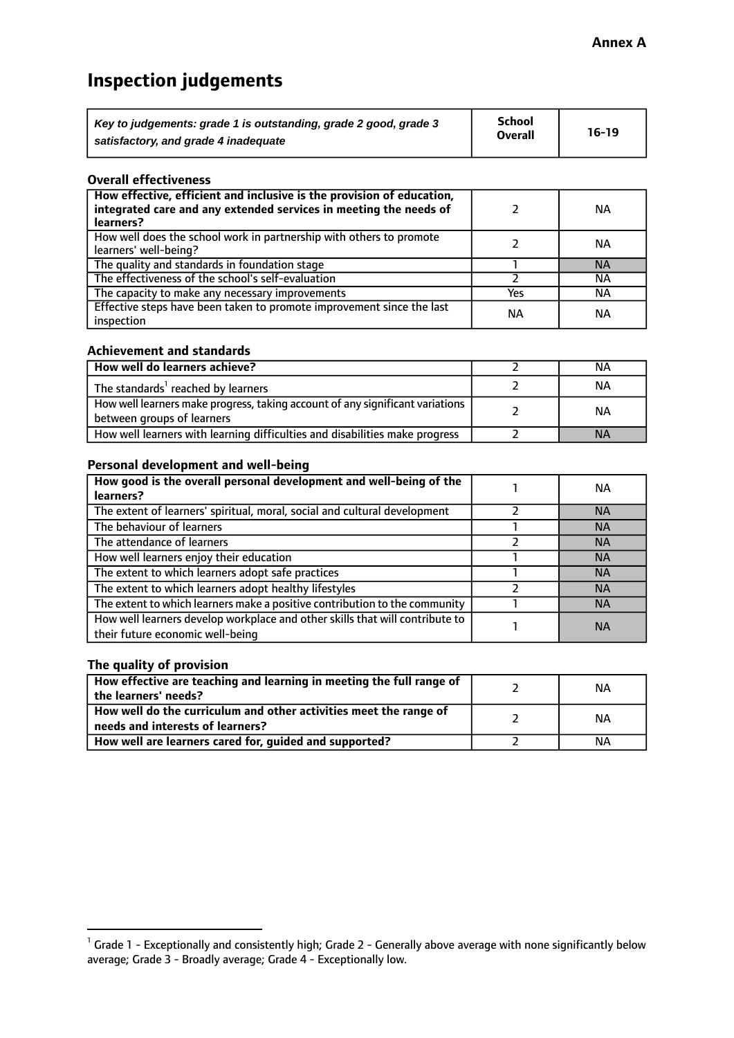**Annex A**

# Inspection judgements

| *Key to judgements: grade 1 is outstanding, grade 2 good, grade 3 satisfactory, and grade 4 inadequate* | School Overall | 16-19 |
|---|---|---|

### Overall effectiveness

| | | |
|---|---|---|
| **How effective, efficient and inclusive is the provision of education, integrated care and any extended services in meeting the needs of learners?** | 2 | NA |
| How well does the school work in partnership with others to promote learners' well-being? | 2 | NA |
| The quality and standards in foundation stage | 1 | NA |
| The effectiveness of the school's self-evaluation | 2 | NA |
| The capacity to make any necessary improvements | Yes | NA |
| Effective steps have been taken to promote improvement since the last inspection | NA | NA |

### Achievement and standards

| | | |
|---|---|---|
| **How well do learners achieve?** | 2 | NA |
| The standards[1] reached by learners | 2 | NA |
| How well learners make progress, taking account of any significant variations between groups of learners | 2 | NA |
| How well learners with learning difficulties and disabilities make progress | 2 | NA |

### Personal development and well-being

| | | |
|---|---|---|
| **How good is the overall personal development and well-being of the learners?** | 1 | NA |
| The extent of learners' spiritual, moral, social and cultural development | 2 | NA |
| The behaviour of learners | 1 | NA |
| The attendance of learners | 2 | NA |
| How well learners enjoy their education | 1 | NA |
| The extent to which learners adopt safe practices | 1 | NA |
| The extent to which learners adopt healthy lifestyles | 2 | NA |
| The extent to which learners make a positive contribution to the community | 1 | NA |
| How well learners develop workplace and other skills that will contribute to their future economic well-being | 1 | NA |

### The quality of provision

| | | |
|---|---|---|
| **How effective are teaching and learning in meeting the full range of the learners' needs?** | 2 | NA |
| **How well do the curriculum and other activities meet the range of needs and interests of learners?** | 2 | NA |
| **How well are learners cared for, guided and supported?** | 2 | NA |

[1] Grade 1 - Exceptionally and consistently high; Grade 2 - Generally above average with none significantly below average; Grade 3 - Broadly average; Grade 4 - Exceptionally low.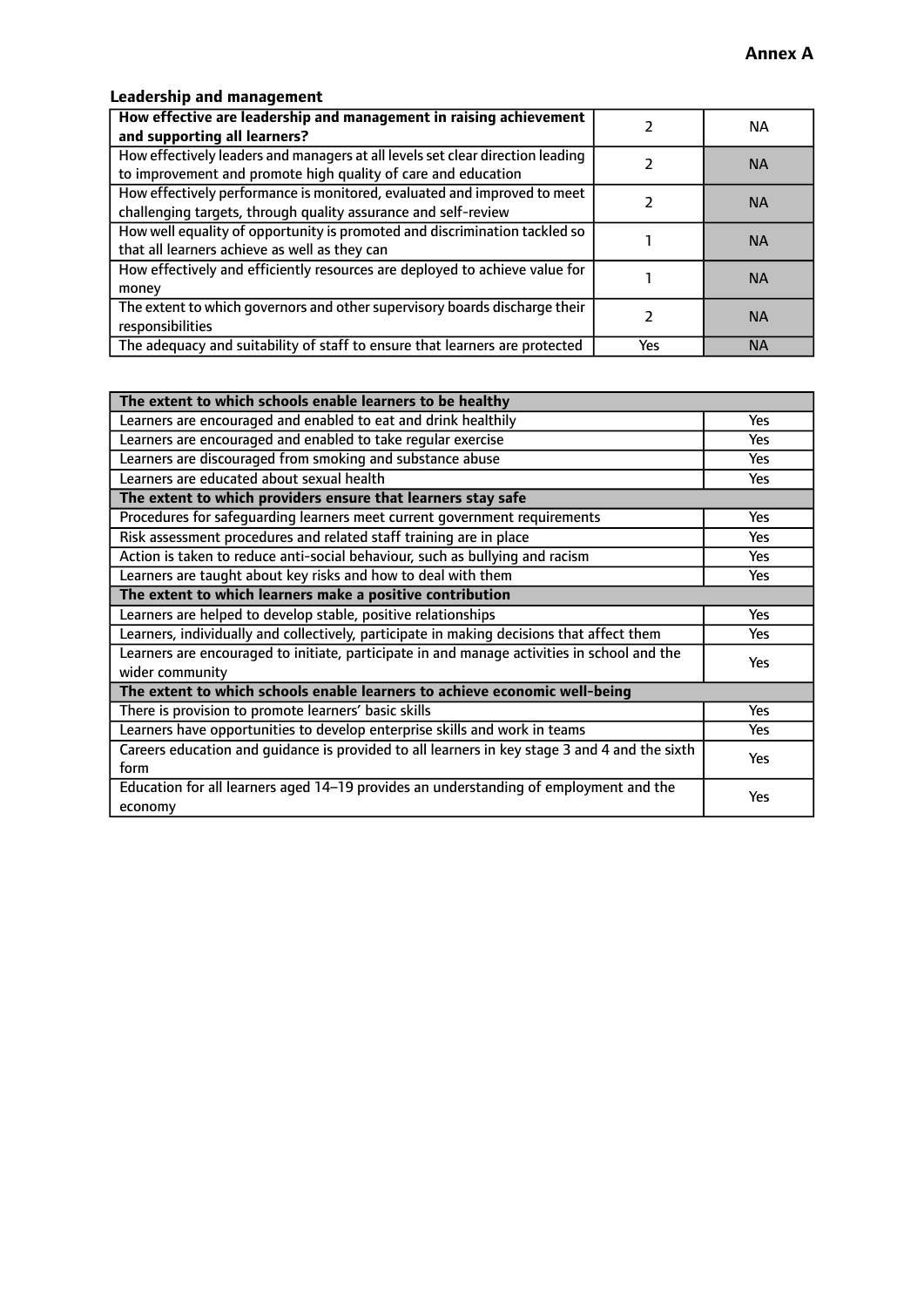**Annex A**

### Leadership and management

| **How effective are leadership and management in raising achievement and supporting all learners?** | 2 | NA |
|---|---|---|
| How effectively leaders and managers at all levels set clear direction leading to improvement and promote high quality of care and education | 2 | NA |
| How effectively performance is monitored, evaluated and improved to meet challenging targets, through quality assurance and self-review | 2 | NA |
| How well equality of opportunity is promoted and discrimination tackled so that all learners achieve as well as they can | 1 | NA |
| How effectively and efficiently resources are deployed to achieve value for money | 1 | NA |
| The extent to which governors and other supervisory boards discharge their responsibilities | 2 | NA |
| The adequacy and suitability of staff to ensure that learners are protected | Yes | NA |

| **The extent to which schools enable learners to be healthy** | |
|---|---|
| Learners are encouraged and enabled to eat and drink healthily | Yes |
| Learners are encouraged and enabled to take regular exercise | Yes |
| Learners are discouraged from smoking and substance abuse | Yes |
| Learners are educated about sexual health | Yes |
| **The extent to which providers ensure that learners stay safe** | |
| Procedures for safeguarding learners meet current government requirements | Yes |
| Risk assessment procedures and related staff training are in place | Yes |
| Action is taken to reduce anti-social behaviour, such as bullying and racism | Yes |
| Learners are taught about key risks and how to deal with them | Yes |
| **The extent to which learners make a positive contribution** | |
| Learners are helped to develop stable, positive relationships | Yes |
| Learners, individually and collectively, participate in making decisions that affect them | Yes |
| Learners are encouraged to initiate, participate in and manage activities in school and the wider community | Yes |
| **The extent to which schools enable learners to achieve economic well-being** | |
| There is provision to promote learners' basic skills | Yes |
| Learners have opportunities to develop enterprise skills and work in teams | Yes |
| Careers education and guidance is provided to all learners in key stage 3 and 4 and the sixth form | Yes |
| Education for all learners aged 14–19 provides an understanding of employment and the economy | Yes |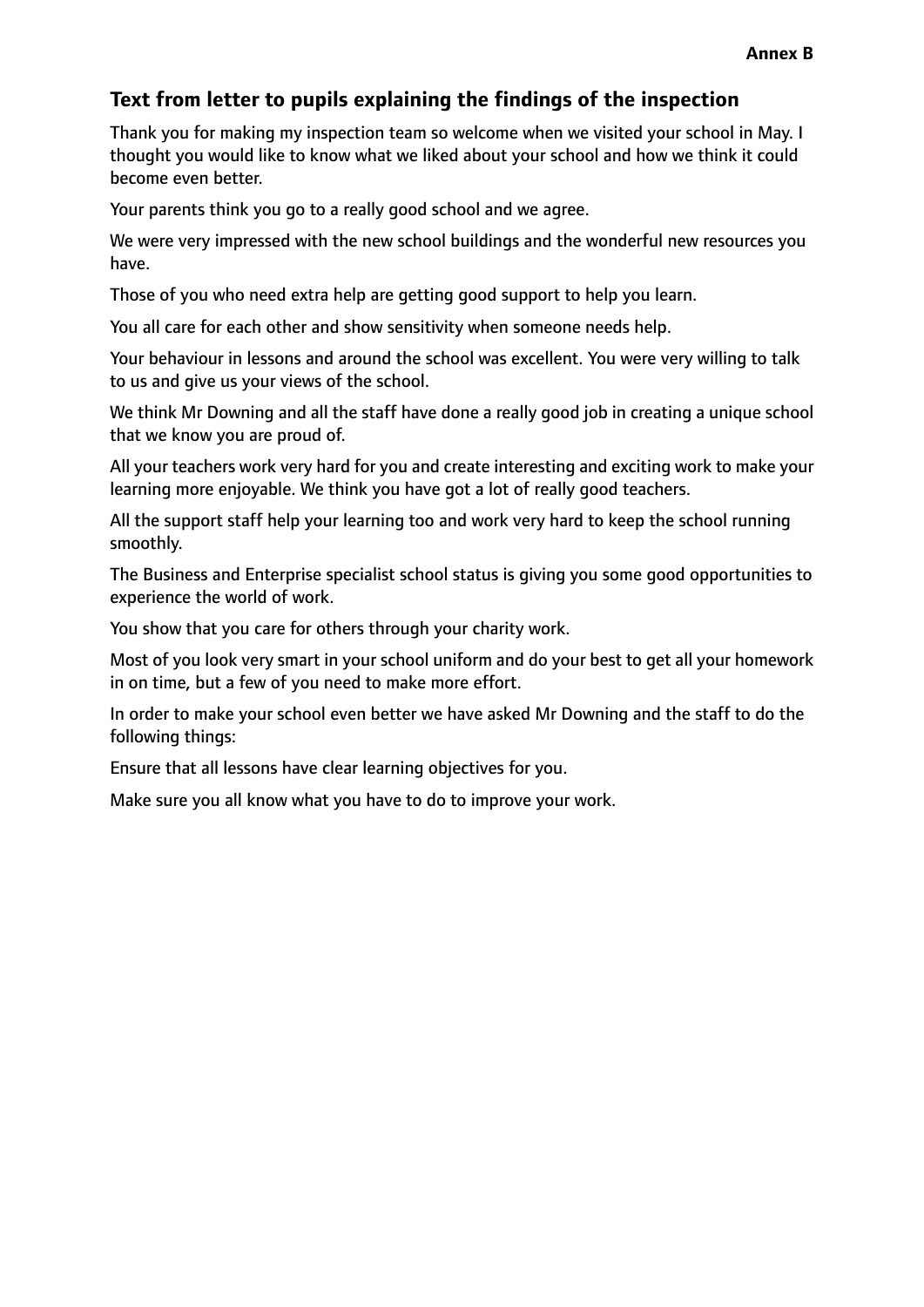**Annex B**

## Text from letter to pupils explaining the findings of the inspection

Thank you for making my inspection team so welcome when we visited your school in May. I thought you would like to know what we liked about your school and how we think it could become even better.

Your parents think you go to a really good school and we agree.

We were very impressed with the new school buildings and the wonderful new resources you have.

Those of you who need extra help are getting good support to help you learn.

You all care for each other and show sensitivity when someone needs help.

Your behaviour in lessons and around the school was excellent. You were very willing to talk to us and give us your views of the school.

We think Mr Downing and all the staff have done a really good job in creating a unique school that we know you are proud of.

All your teachers work very hard for you and create interesting and exciting work to make your learning more enjoyable. We think you have got a lot of really good teachers.

All the support staff help your learning too and work very hard to keep the school running smoothly.

The Business and Enterprise specialist school status is giving you some good opportunities to experience the world of work.

You show that you care for others through your charity work.

Most of you look very smart in your school uniform and do your best to get all your homework in on time, but a few of you need to make more effort.

In order to make your school even better we have asked Mr Downing and the staff to do the following things:

Ensure that all lessons have clear learning objectives for you.

Make sure you all know what you have to do to improve your work.